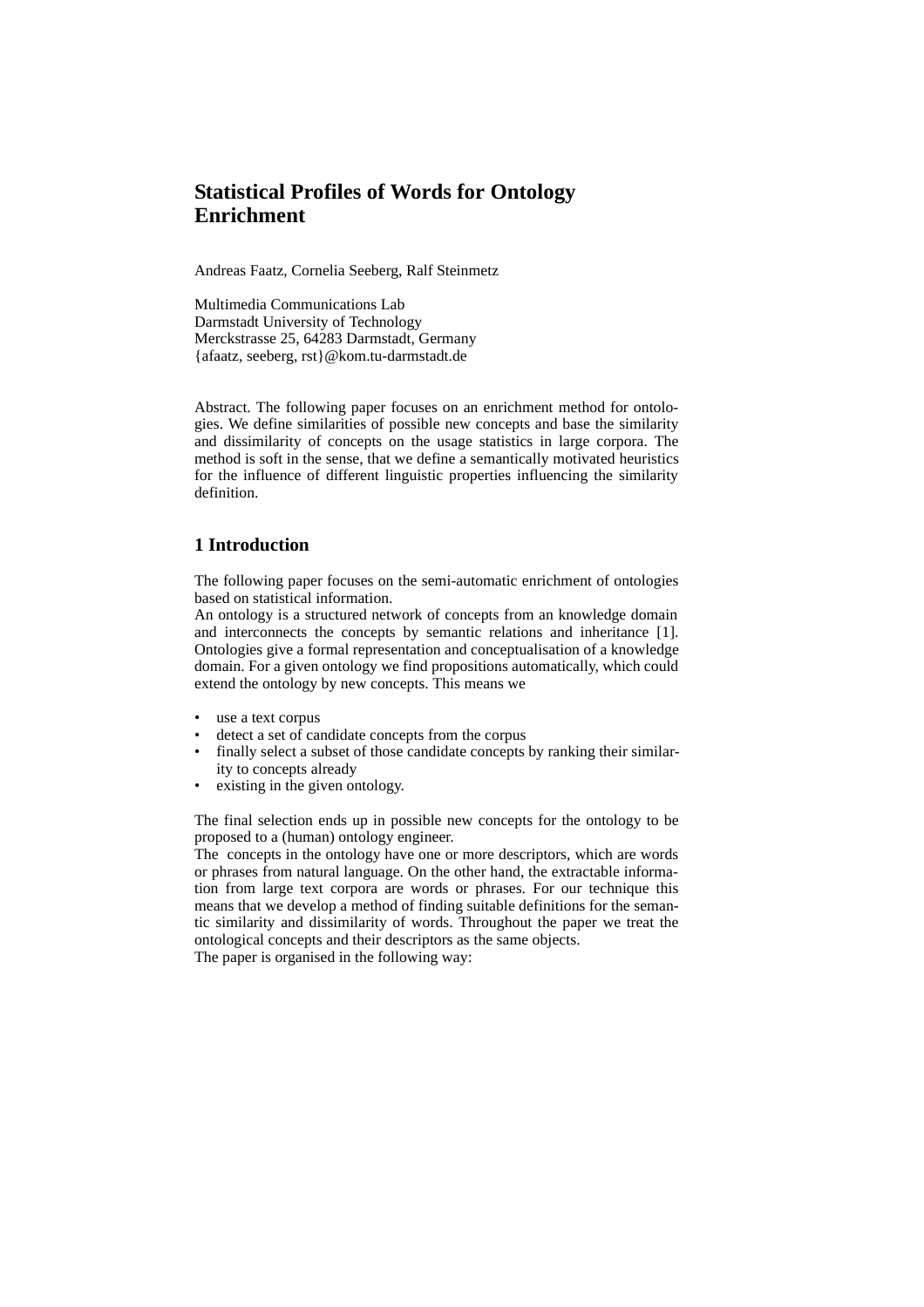# Statistical Profiles of Words for Ontology Enrichment

Andreas Faatz, Cornelia Seeberg, Ralf Steinmetz

Multimedia Communications Lab
Darmstadt University of Technology
Merckstrasse 25, 64283 Darmstadt, Germany
{afaatz, seeberg, rst}@kom.tu-darmstadt.de

Abstract. The following paper focuses on an enrichment method for ontologies. We define similarities of possible new concepts and base the similarity and dissimilarity of concepts on the usage statistics in large corpora. The method is soft in the sense, that we define a semantically motivated heuristics for the influence of different linguistic properties influencing the similarity definition.

## 1 Introduction

The following paper focuses on the semi-automatic enrichment of ontologies based on statistical information.

An ontology is a structured network of concepts from an knowledge domain and interconnects the concepts by semantic relations and inheritance [1]. Ontologies give a formal representation and conceptualisation of a knowledge domain. For a given ontology we find propositions automatically, which could extend the ontology by new concepts. This means we

- use a text corpus
- detect a set of candidate concepts from the corpus
- finally select a subset of those candidate concepts by ranking their similarity to concepts already
- existing in the given ontology.

The final selection ends up in possible new concepts for the ontology to be proposed to a (human) ontology engineer.

The concepts in the ontology have one or more descriptors, which are words or phrases from natural language. On the other hand, the extractable information from large text corpora are words or phrases. For our technique this means that we develop a method of finding suitable definitions for the semantic similarity and dissimilarity of words. Throughout the paper we treat the ontological concepts and their descriptors as the same objects.

The paper is organised in the following way: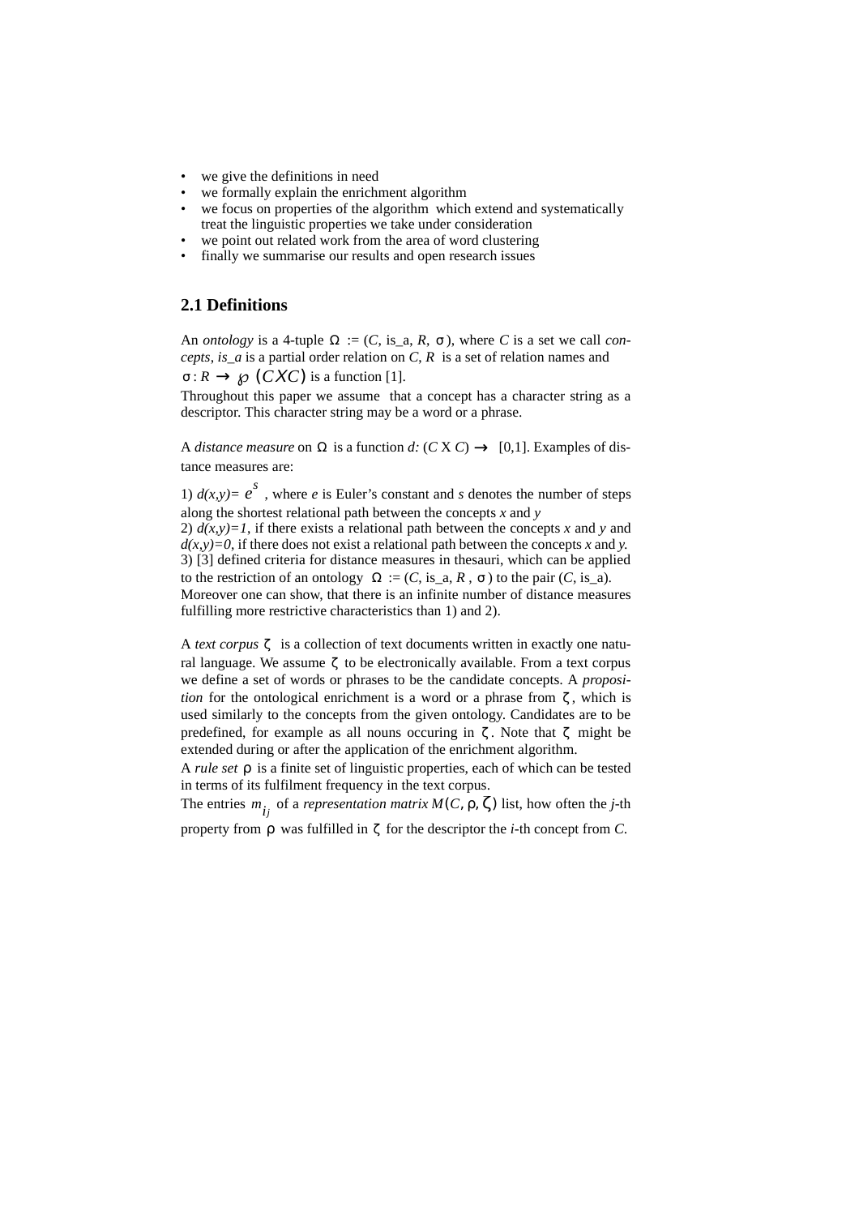- we give the definitions in need
- we formally explain the enrichment algorithm
- we focus on properties of the algorithm which extend and systematically treat the linguistic properties we take under consideration
- we point out related work from the area of word clustering
- finally we summarise our results and open research issues

## 2.1 Definitions

An *ontology* is a 4-tuple $\Omega := (C, \text{is\_a}, R, \sigma)$, where $C$ is a set we call *concepts*, *is_a* is a partial order relation on $C$, $R$ is a set of relation names and $\sigma: R \rightarrow \wp(C X C)$ is a function [1].

Throughout this paper we assume that a concept has a character string as a descriptor. This character string may be a word or a phrase.

A *distance measure* on $\Omega$ is a function $d: (C \text{ X } C) \rightarrow [0,1]$. Examples of distance measures are:

1) $d(x,y)= e^{s}$ , where $e$ is Euler's constant and $s$ denotes the number of steps along the shortest relational path between the concepts $x$ and $y$
2) $d(x,y)=1$, if there exists a relational path between the concepts $x$ and $y$ and $d(x,y)=0$, if there does not exist a relational path between the concepts $x$ and $y$.
3) [3] defined criteria for distance measures in thesauri, which can be applied to the restriction of an ontology $\Omega := (C, \text{is\_a}, R, \sigma)$ to the pair $(C, \text{is\_a})$.
Moreover one can show, that there is an infinite number of distance measures fulfilling more restrictive characteristics than 1) and 2).

A *text corpus* $\zeta$ is a collection of text documents written in exactly one natural language. We assume $\zeta$ to be electronically available. From a text corpus we define a set of words or phrases to be the candidate concepts. A *proposition* for the ontological enrichment is a word or a phrase from $\zeta$, which is used similarly to the concepts from the given ontology. Candidates are to be predefined, for example as all nouns occuring in $\zeta$. Note that $\zeta$ might be extended during or after the application of the enrichment algorithm.
A *rule set* $\rho$ is a finite set of linguistic properties, each of which can be tested in terms of its fulfilment frequency in the text corpus.
The entries $m_{ij}$ of a *representation matrix* $M(C, \rho, \zeta)$ list, how often the $j$-th property from $\rho$ was fulfilled in $\zeta$ for the descriptor the $i$-th concept from $C$.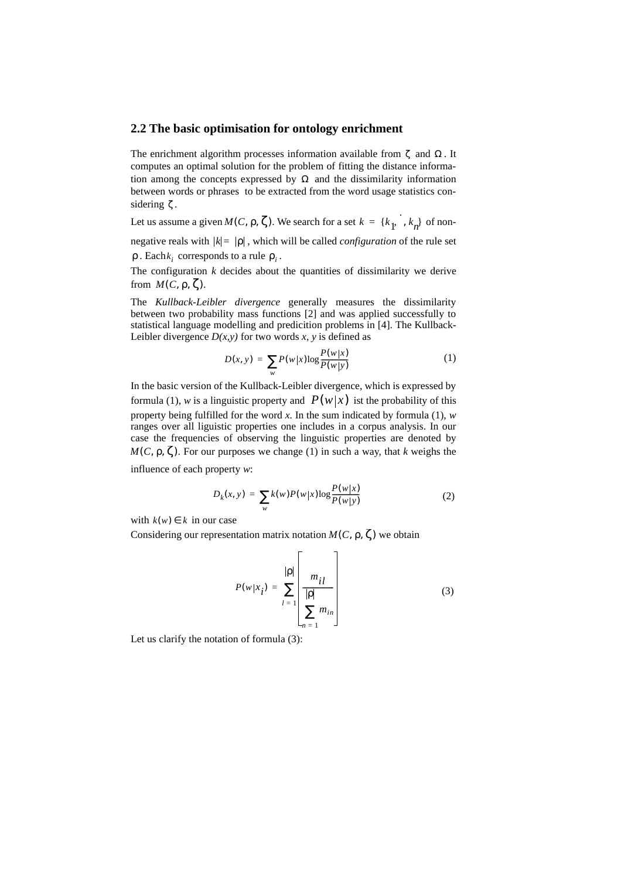## 2.2 The basic optimisation for ontology enrichment

The enrichment algorithm processes information available from $\zeta$ and $\Omega$. It computes an optimal solution for the problem of fitting the distance information among the concepts expressed by $\Omega$ and the dissimilarity information between words or phrases to be extracted from the word usage statistics considering $\zeta$.

Let us assume a given $M(C, \rho, \zeta)$. We search for a set $k = \{k_1, \dots, k_n\}$ of non-negative reals with $|k| = |\rho|$, which will be called *configuration* of the rule set $\rho$. Each $k_i$ corresponds to a rule $\rho_i$.

The configuration $k$ decides about the quantities of dissimilarity we derive from $M(C, \rho, \zeta)$.

The *Kullback-Leibler divergence* generally measures the dissimilarity between two probability mass functions [2] and was applied successfully to statistical language modelling and predicition problems in [4]. The Kullback-Leibler divergence $D(x,y)$ for two words $x$, $y$ is defined as

$$D(x, y) = \sum_{w} P(w|x) \log \frac{P(w|x)}{P(w|y)} \tag{1}$$

In the basic version of the Kullback-Leibler divergence, which is expressed by formula (1), $w$ is a linguistic property and $P(w|x)$ ist the probability of this property being fulfilled for the word $x$. In the sum indicated by formula (1), $w$ ranges over all liguistic properties one includes in a corpus analysis. In our case the frequencies of observing the linguistic properties are denoted by $M(C, \rho, \zeta)$. For our purposes we change (1) in such a way, that $k$ weighs the influence of each property $w$:

$$D_k(x, y) = \sum_{w} k(w) P(w|x) \log \frac{P(w|x)}{P(w|y)} \tag{2}$$

with $k(w) \in k$ in our case

Considering our representation matrix notation $M(C, \rho, \zeta)$ we obtain

$$P(w|x_i) = \sum_{l=1}^{|\rho|} \left[ \frac{m_{il}}{\sum_{n=1}^{|\rho|} m_{in}} \right] \tag{3}$$

Let us clarify the notation of formula (3):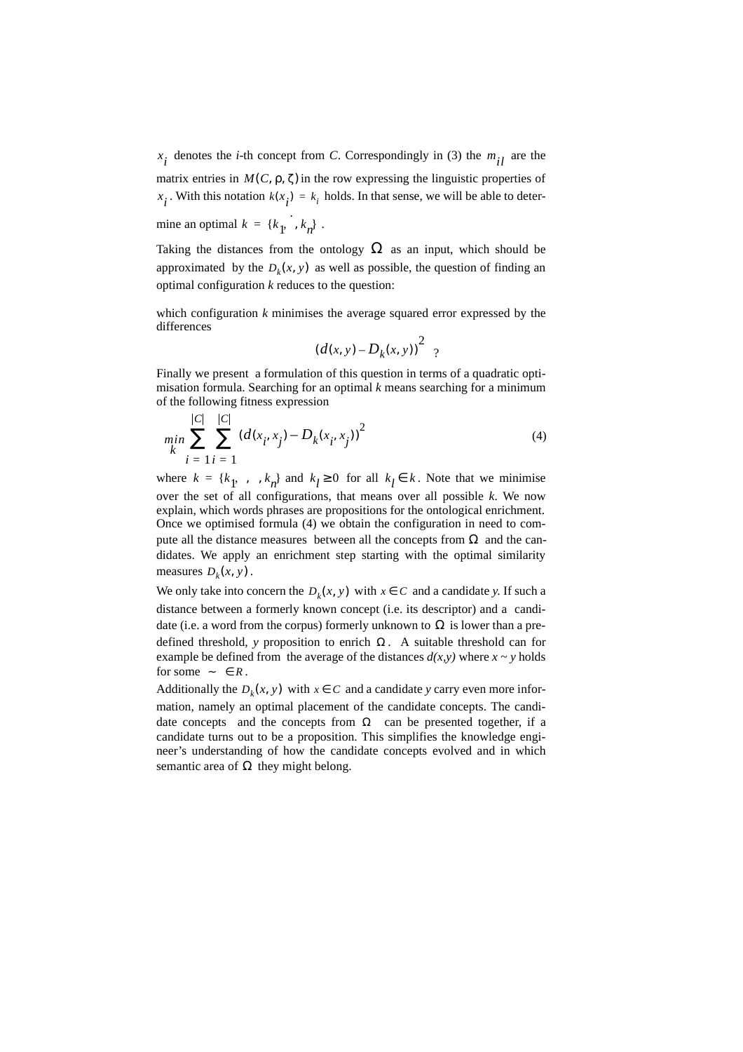$x_i$ denotes the *i*-th concept from *C*. Correspondingly in (3) the $m_{il}$ are the matrix entries in $M(C, \rho, \zeta)$ in the row expressing the linguistic properties of $x_i$. With this notation $k(x_i) = k_i$ holds. In that sense, we will be able to determine an optimal $k = \{k_1, \ldots, k_n\}$.

Taking the distances from the ontology $\Omega$ as an input, which should be approximated by the $D_k(x, y)$ as well as possible, the question of finding an optimal configuration *k* reduces to the question:

which configuration *k* minimises the average squared error expressed by the differences

$$(d(x, y) - D_k(x, y))^2 \quad ?$$

Finally we present a formulation of this question in terms of a quadratic optimisation formula. Searching for an optimal *k* means searching for a minimum of the following fitness expression

$$\min_k \sum_{i=1}^{|C|} \sum_{j=1}^{|C|} (d(x_i, x_j) - D_k(x_i, x_j))^2 \tag{4}$$

where $k = \{k_1, \ldots, k_n\}$ and $k_l \geq 0$ for all $k_l \in k$. Note that we minimise over the set of all configurations, that means over all possible *k*. We now explain, which words phrases are propositions for the ontological enrichment. Once we optimised formula (4) we obtain the configuration in need to compute all the distance measures between all the concepts from $\Omega$ and the candidates. We apply an enrichment step starting with the optimal similarity measures $D_k(x, y)$.

We only take into concern the $D_k(x, y)$ with $x \in C$ and a candidate *y*. If such a distance between a formerly known concept (i.e. its descriptor) and a candidate (i.e. a word from the corpus) formerly unknown to $\Omega$ is lower than a predefined threshold, *y* proposition to enrich $\Omega$. A suitable threshold can for example be defined from the average of the distances *d(x,y)* where *x ~ y* holds for some $\sim \in R$.

Additionally the $D_k(x, y)$ with $x \in C$ and a candidate *y* carry even more information, namely an optimal placement of the candidate concepts. The candidate concepts and the concepts from $\Omega$ can be presented together, if a candidate turns out to be a proposition. This simplifies the knowledge engineer's understanding of how the candidate concepts evolved and in which semantic area of $\Omega$ they might belong.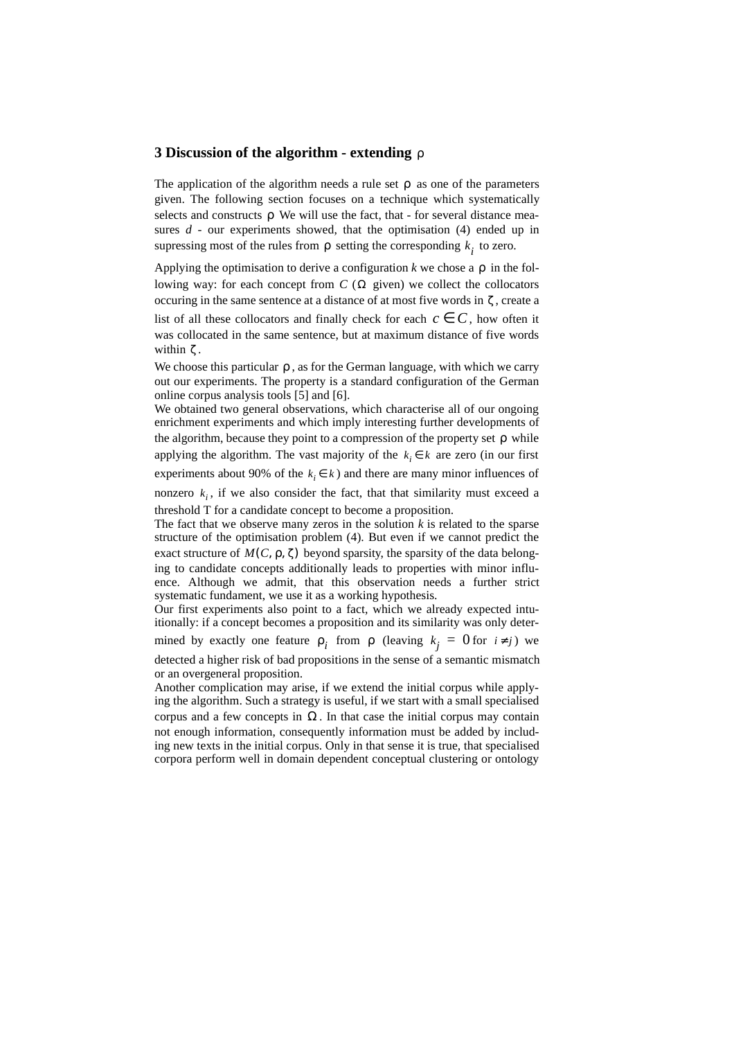### 3 Discussion of the algorithm - extending $\rho$

The application of the algorithm needs a rule set $\rho$ as one of the parameters given. The following section focuses on a technique which systematically selects and constructs $\rho$ We will use the fact, that - for several distance measures $d$ - our experiments showed, that the optimisation (4) ended up in supressing most of the rules from $\rho$ setting the corresponding $k_i$ to zero.

Applying the optimisation to derive a configuration $k$ we chose a $\rho$ in the following way: for each concept from $C$ ($\Omega$ given) we collect the collocators occuring in the same sentence at a distance of at most five words in $\zeta$, create a list of all these collocators and finally check for each $c \in C$, how often it was collocated in the same sentence, but at maximum distance of five words within $\zeta$.

We choose this particular $\rho$, as for the German language, with which we carry out our experiments. The property is a standard configuration of the German online corpus analysis tools [5] and [6].

We obtained two general observations, which characterise all of our ongoing enrichment experiments and which imply interesting further developments of the algorithm, because they point to a compression of the property set $\rho$ while applying the algorithm. The vast majority of the $k_i \in k$ are zero (in our first experiments about 90% of the $k_i \in k$) and there are many minor influences of nonzero $k_i$, if we also consider the fact, that that similarity must exceed a threshold T for a candidate concept to become a proposition.

The fact that we observe many zeros in the solution $k$ is related to the sparse structure of the optimisation problem (4). But even if we cannot predict the exact structure of $M(C, \rho, \zeta)$ beyond sparsity, the sparsity of the data belonging to candidate concepts additionally leads to properties with minor influence. Although we admit, that this observation needs a further strict systematic fundament, we use it as a working hypothesis.

Our first experiments also point to a fact, which we already expected intuitionally: if a concept becomes a proposition and its similarity was only determined by exactly one feature $\rho_i$ from $\rho$ (leaving $k_j = 0$ for $i \neq j$) we detected a higher risk of bad propositions in the sense of a semantic mismatch or an overgeneral proposition.

Another complication may arise, if we extend the initial corpus while applying the algorithm. Such a strategy is useful, if we start with a small specialised corpus and a few concepts in $\Omega$. In that case the initial corpus may contain not enough information, consequently information must be added by including new texts in the initial corpus. Only in that sense it is true, that specialised corpora perform well in domain dependent conceptual clustering or ontology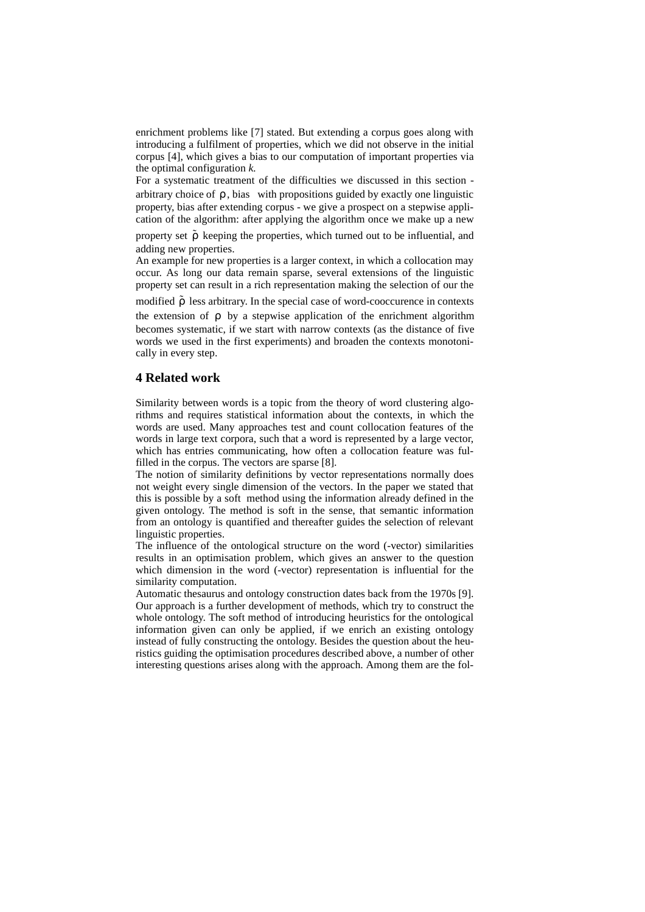enrichment problems like [7] stated. But extending a corpus goes along with introducing a fulfilment of properties, which we did not observe in the initial corpus [4], which gives a bias to our computation of important properties via the optimal configuration *k*.

For a systematic treatment of the difficulties we discussed in this section - arbitrary choice of $\rho$, bias with propositions guided by exactly one linguistic property, bias after extending corpus - we give a prospect on a stepwise application of the algorithm: after applying the algorithm once we make up a new property set $\tilde{\rho}$ keeping the properties, which turned out to be influential, and adding new properties.

An example for new properties is a larger context, in which a collocation may occur. As long our data remain sparse, several extensions of the linguistic property set can result in a rich representation making the selection of our the modified $\tilde{\rho}$ less arbitrary. In the special case of word-cooccurence in contexts the extension of $\rho$ by a stepwise application of the enrichment algorithm becomes systematic, if we start with narrow contexts (as the distance of five words we used in the first experiments) and broaden the contexts monotonically in every step.

## 4 Related work

Similarity between words is a topic from the theory of word clustering algorithms and requires statistical information about the contexts, in which the words are used. Many approaches test and count collocation features of the words in large text corpora, such that a word is represented by a large vector, which has entries communicating, how often a collocation feature was fulfilled in the corpus. The vectors are sparse [8].

The notion of similarity definitions by vector representations normally does not weight every single dimension of the vectors. In the paper we stated that this is possible by a soft method using the information already defined in the given ontology. The method is soft in the sense, that semantic information from an ontology is quantified and thereafter guides the selection of relevant linguistic properties.

The influence of the ontological structure on the word (-vector) similarities results in an optimisation problem, which gives an answer to the question which dimension in the word (-vector) representation is influential for the similarity computation.

Automatic thesaurus and ontology construction dates back from the 1970s [9]. Our approach is a further development of methods, which try to construct the whole ontology. The soft method of introducing heuristics for the ontological information given can only be applied, if we enrich an existing ontology instead of fully constructing the ontology. Besides the question about the heuristics guiding the optimisation procedures described above, a number of other interesting questions arises along with the approach. Among them are the fol-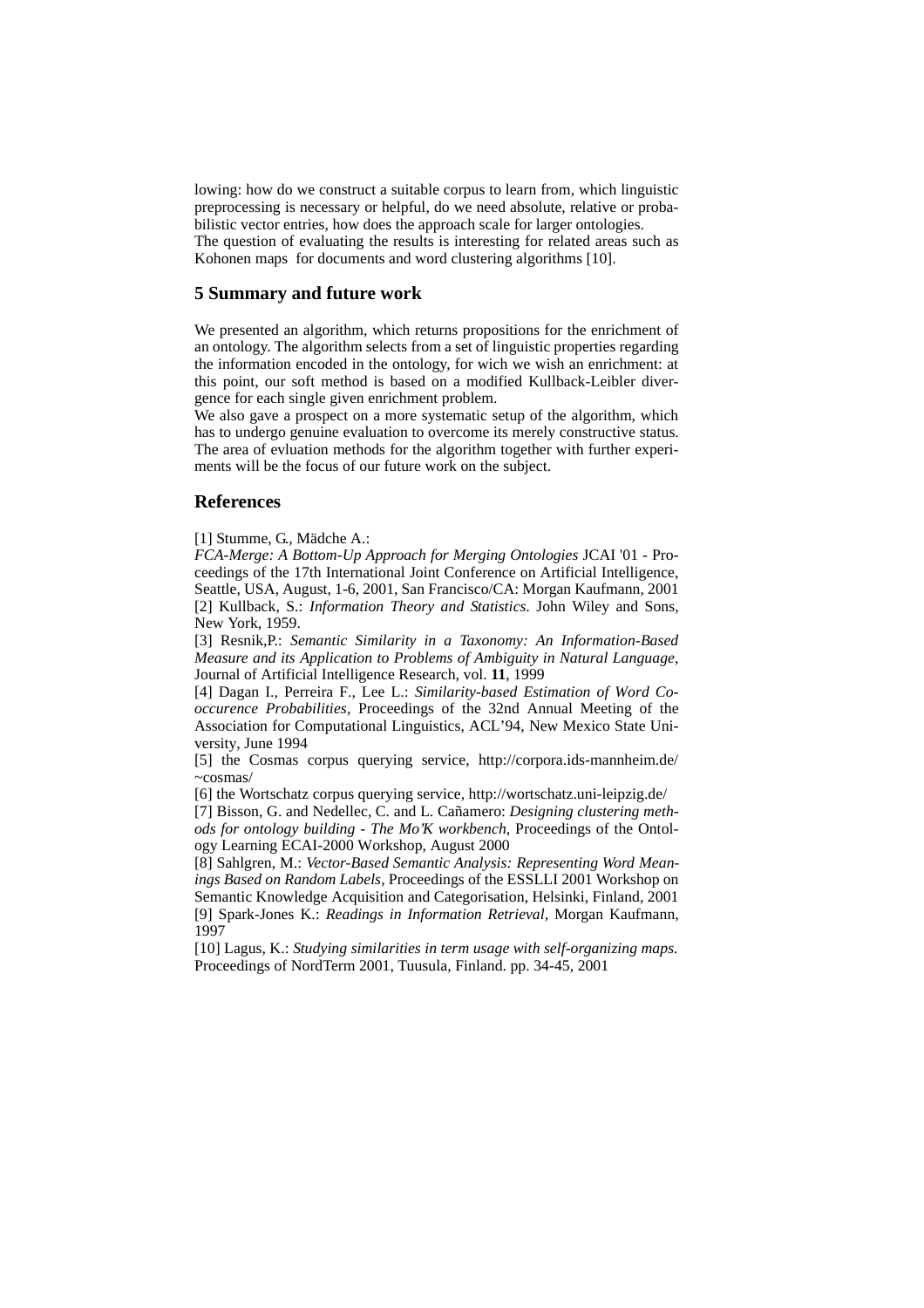lowing: how do we construct a suitable corpus to learn from, which linguistic preprocessing is necessary or helpful, do we need absolute, relative or probabilistic vector entries, how does the approach scale for larger ontologies.
The question of evaluating the results is interesting for related areas such as Kohonen maps for documents and word clustering algorithms [10].

## 5 Summary and future work

We presented an algorithm, which returns propositions for the enrichment of an ontology. The algorithm selects from a set of linguistic properties regarding the information encoded in the ontology, for wich we wish an enrichment: at this point, our soft method is based on a modified Kullback-Leibler divergence for each single given enrichment problem.
We also gave a prospect on a more systematic setup of the algorithm, which has to undergo genuine evaluation to overcome its merely constructive status. The area of evluation methods for the algorithm together with further experiments will be the focus of our future work on the subject.

## References

[1] Stumme, G., Mädche A.:
*FCA-Merge: A Bottom-Up Approach for Merging Ontologies* JCAI '01 - Proceedings of the 17th International Joint Conference on Artificial Intelligence, Seattle, USA, August, 1-6, 2001, San Francisco/CA: Morgan Kaufmann, 2001
[2] Kullback, S.: *Information Theory and Statistics*. John Wiley and Sons, New York, 1959.
[3] Resnik,P.: *Semantic Similarity in a Taxonomy: An Information-Based Measure and its Application to Problems of Ambiguity in Natural Language*, Journal of Artificial Intelligence Research, vol. **11**, 1999
[4] Dagan I., Perreira F., Lee L.: *Similarity-based Estimation of Word Cooccurence Probabilities*, Proceedings of the 32nd Annual Meeting of the Association for Computational Linguistics, ACL'94, New Mexico State University, June 1994
[5] the Cosmas corpus querying service, http://corpora.ids-mannheim.de/~cosmas/
[6] the Wortschatz corpus querying service, http://wortschatz.uni-leipzig.de/
[7] Bisson, G. and Nedellec, C. and L. Cañamero: *Designing clustering methods for ontology building - The Mo'K workbench*, Proceedings of the Ontology Learning ECAI-2000 Workshop, August 2000
[8] Sahlgren, M.: *Vector-Based Semantic Analysis: Representing Word Meanings Based on Random Labels*, Proceedings of the ESSLLI 2001 Workshop on Semantic Knowledge Acquisition and Categorisation, Helsinki, Finland, 2001
[9] Spark-Jones K.: *Readings in Information Retrieval*, Morgan Kaufmann, 1997
[10] Lagus, K.: *Studying similarities in term usage with self-organizing maps.* Proceedings of NordTerm 2001, Tuusula, Finland. pp. 34-45, 2001